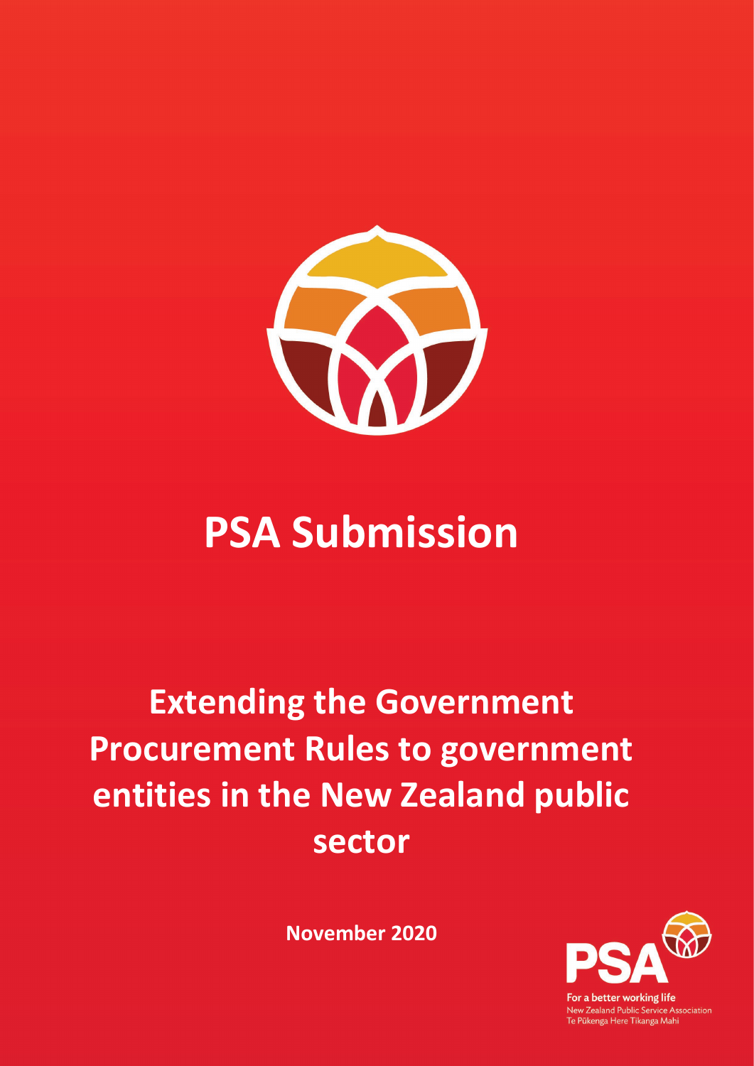# PSA Submission

## Extending the Government Procurement Rules to government entities in the New Zealand public sector

**November 2020**

For a better working life
New Zealand Public Service Association
Te Pūkenga Here Tikanga Mahi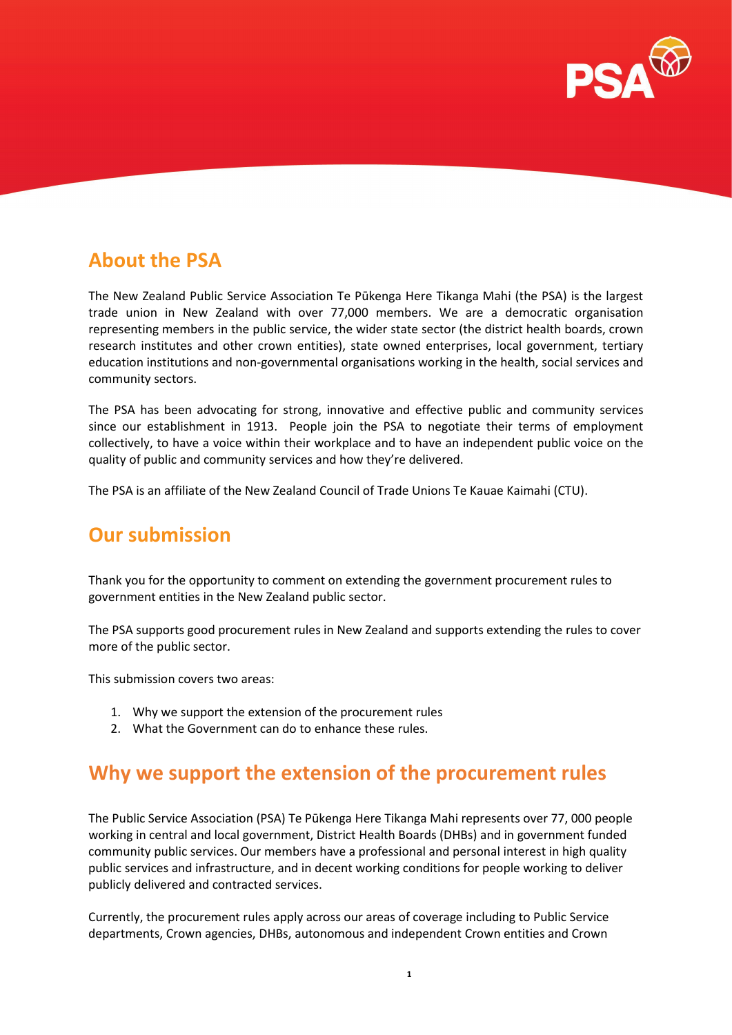## About the PSA

The New Zealand Public Service Association Te Pūkenga Here Tikanga Mahi (the PSA) is the largest trade union in New Zealand with over 77,000 members. We are a democratic organisation representing members in the public service, the wider state sector (the district health boards, crown research institutes and other crown entities), state owned enterprises, local government, tertiary education institutions and non-governmental organisations working in the health, social services and community sectors.

The PSA has been advocating for strong, innovative and effective public and community services since our establishment in 1913. People join the PSA to negotiate their terms of employment collectively, to have a voice within their workplace and to have an independent public voice on the quality of public and community services and how they're delivered.

The PSA is an affiliate of the New Zealand Council of Trade Unions Te Kauae Kaimahi (CTU).

## Our submission

Thank you for the opportunity to comment on extending the government procurement rules to government entities in the New Zealand public sector.

The PSA supports good procurement rules in New Zealand and supports extending the rules to cover more of the public sector.

This submission covers two areas:

1. Why we support the extension of the procurement rules
2. What the Government can do to enhance these rules.

## Why we support the extension of the procurement rules

The Public Service Association (PSA) Te Pūkenga Here Tikanga Mahi represents over 77, 000 people working in central and local government, District Health Boards (DHBs) and in government funded community public services. Our members have a professional and personal interest in high quality public services and infrastructure, and in decent working conditions for people working to deliver publicly delivered and contracted services.

Currently, the procurement rules apply across our areas of coverage including to Public Service departments, Crown agencies, DHBs, autonomous and independent Crown entities and Crown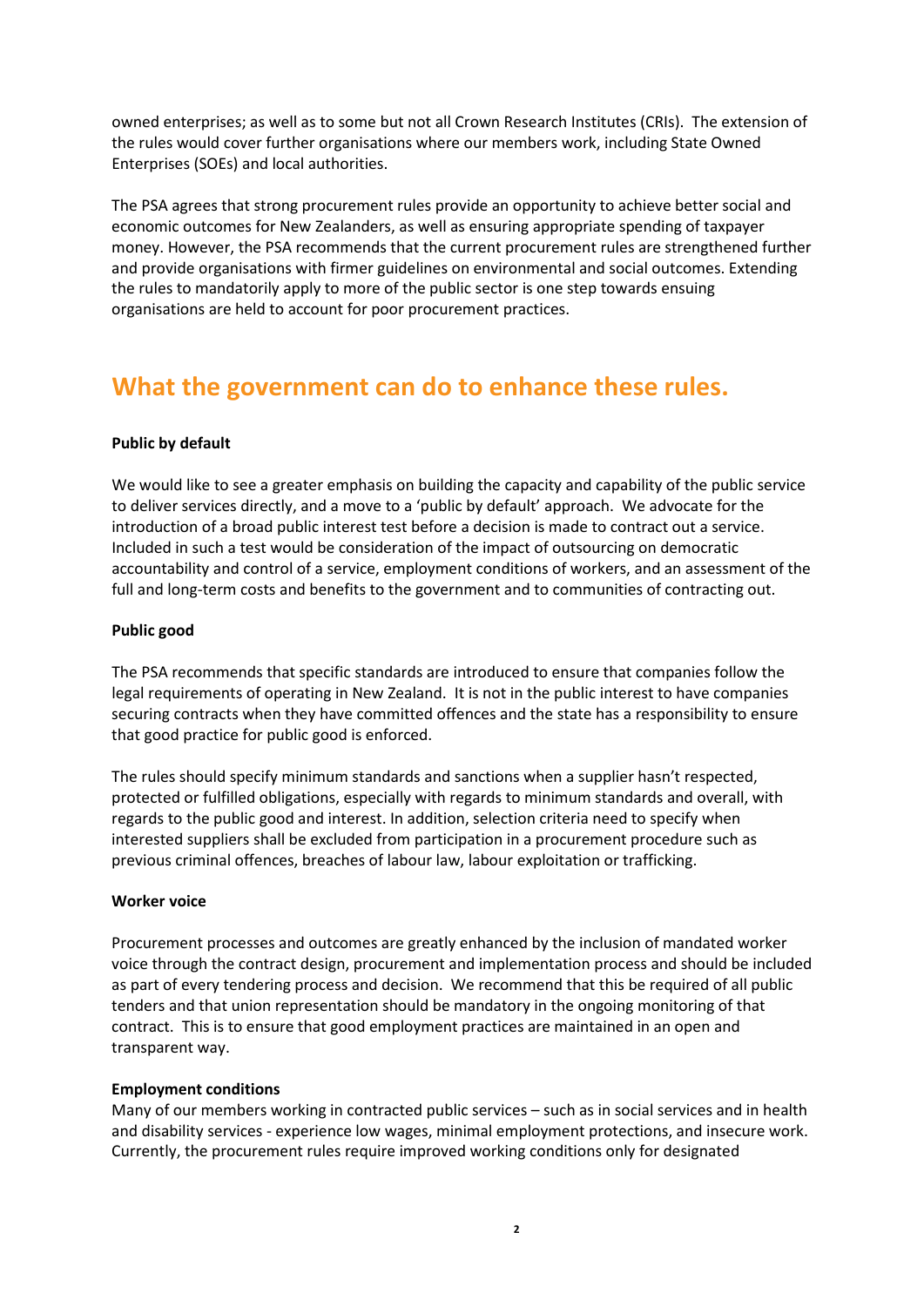owned enterprises; as well as to some but not all Crown Research Institutes (CRIs). The extension of the rules would cover further organisations where our members work, including State Owned Enterprises (SOEs) and local authorities.

The PSA agrees that strong procurement rules provide an opportunity to achieve better social and economic outcomes for New Zealanders, as well as ensuring appropriate spending of taxpayer money. However, the PSA recommends that the current procurement rules are strengthened further and provide organisations with firmer guidelines on environmental and social outcomes. Extending the rules to mandatorily apply to more of the public sector is one step towards ensuing organisations are held to account for poor procurement practices.

## What the government can do to enhance these rules.

**Public by default**

We would like to see a greater emphasis on building the capacity and capability of the public service to deliver services directly, and a move to a 'public by default' approach. We advocate for the introduction of a broad public interest test before a decision is made to contract out a service. Included in such a test would be consideration of the impact of outsourcing on democratic accountability and control of a service, employment conditions of workers, and an assessment of the full and long-term costs and benefits to the government and to communities of contracting out.

**Public good**

The PSA recommends that specific standards are introduced to ensure that companies follow the legal requirements of operating in New Zealand. It is not in the public interest to have companies securing contracts when they have committed offences and the state has a responsibility to ensure that good practice for public good is enforced.

The rules should specify minimum standards and sanctions when a supplier hasn't respected, protected or fulfilled obligations, especially with regards to minimum standards and overall, with regards to the public good and interest. In addition, selection criteria need to specify when interested suppliers shall be excluded from participation in a procurement procedure such as previous criminal offences, breaches of labour law, labour exploitation or trafficking.

**Worker voice**

Procurement processes and outcomes are greatly enhanced by the inclusion of mandated worker voice through the contract design, procurement and implementation process and should be included as part of every tendering process and decision. We recommend that this be required of all public tenders and that union representation should be mandatory in the ongoing monitoring of that contract. This is to ensure that good employment practices are maintained in an open and transparent way.

**Employment conditions**

Many of our members working in contracted public services – such as in social services and in health and disability services - experience low wages, minimal employment protections, and insecure work. Currently, the procurement rules require improved working conditions only for designated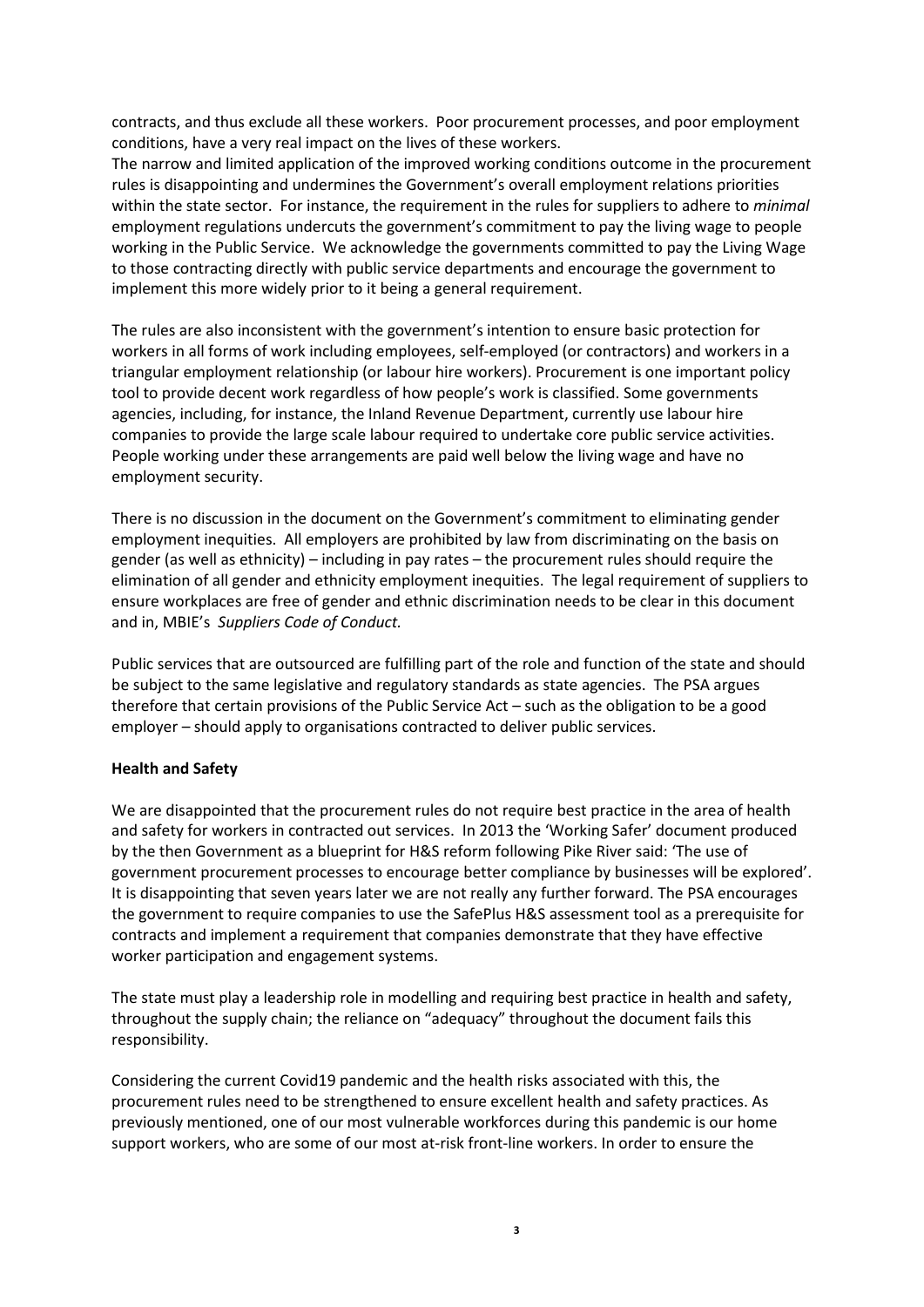contracts, and thus exclude all these workers. Poor procurement processes, and poor employment conditions, have a very real impact on the lives of these workers.

The narrow and limited application of the improved working conditions outcome in the procurement rules is disappointing and undermines the Government's overall employment relations priorities within the state sector. For instance, the requirement in the rules for suppliers to adhere to *minimal* employment regulations undercuts the government's commitment to pay the living wage to people working in the Public Service. We acknowledge the governments committed to pay the Living Wage to those contracting directly with public service departments and encourage the government to implement this more widely prior to it being a general requirement.

The rules are also inconsistent with the government's intention to ensure basic protection for workers in all forms of work including employees, self-employed (or contractors) and workers in a triangular employment relationship (or labour hire workers). Procurement is one important policy tool to provide decent work regardless of how people's work is classified. Some governments agencies, including, for instance, the Inland Revenue Department, currently use labour hire companies to provide the large scale labour required to undertake core public service activities. People working under these arrangements are paid well below the living wage and have no employment security.

There is no discussion in the document on the Government's commitment to eliminating gender employment inequities. All employers are prohibited by law from discriminating on the basis on gender (as well as ethnicity) – including in pay rates – the procurement rules should require the elimination of all gender and ethnicity employment inequities. The legal requirement of suppliers to ensure workplaces are free of gender and ethnic discrimination needs to be clear in this document and in, MBIE's *Suppliers Code of Conduct.*

Public services that are outsourced are fulfilling part of the role and function of the state and should be subject to the same legislative and regulatory standards as state agencies. The PSA argues therefore that certain provisions of the Public Service Act – such as the obligation to be a good employer – should apply to organisations contracted to deliver public services.

**Health and Safety**

We are disappointed that the procurement rules do not require best practice in the area of health and safety for workers in contracted out services. In 2013 the 'Working Safer' document produced by the then Government as a blueprint for H&S reform following Pike River said: 'The use of government procurement processes to encourage better compliance by businesses will be explored'. It is disappointing that seven years later we are not really any further forward. The PSA encourages the government to require companies to use the SafePlus H&S assessment tool as a prerequisite for contracts and implement a requirement that companies demonstrate that they have effective worker participation and engagement systems.

The state must play a leadership role in modelling and requiring best practice in health and safety, throughout the supply chain; the reliance on "adequacy" throughout the document fails this responsibility.

Considering the current Covid19 pandemic and the health risks associated with this, the procurement rules need to be strengthened to ensure excellent health and safety practices. As previously mentioned, one of our most vulnerable workforces during this pandemic is our home support workers, who are some of our most at-risk front-line workers. In order to ensure the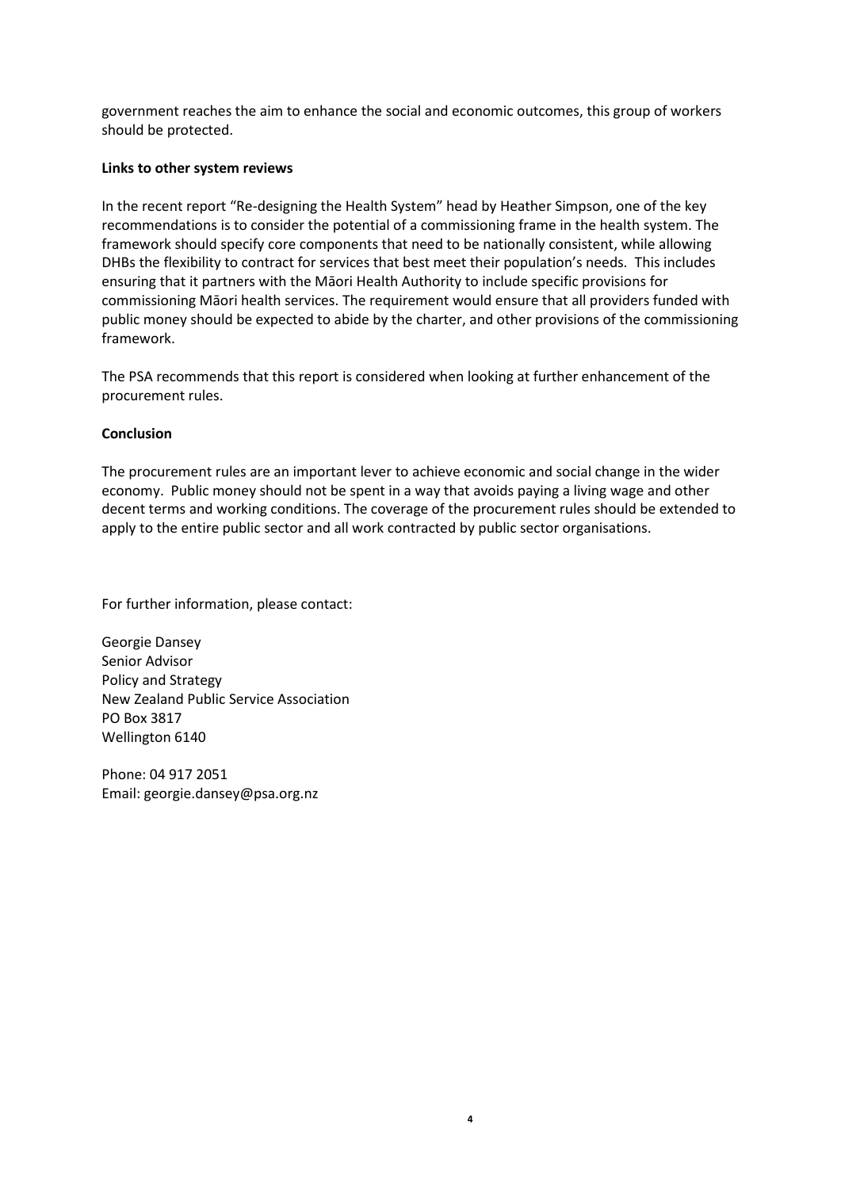government reaches the aim to enhance the social and economic outcomes, this group of workers should be protected.

**Links to other system reviews**

In the recent report "Re-designing the Health System" head by Heather Simpson, one of the key recommendations is to consider the potential of a commissioning frame in the health system. The framework should specify core components that need to be nationally consistent, while allowing DHBs the flexibility to contract for services that best meet their population's needs. This includes ensuring that it partners with the Māori Health Authority to include specific provisions for commissioning Māori health services. The requirement would ensure that all providers funded with public money should be expected to abide by the charter, and other provisions of the commissioning framework.

The PSA recommends that this report is considered when looking at further enhancement of the procurement rules.

**Conclusion**

The procurement rules are an important lever to achieve economic and social change in the wider economy. Public money should not be spent in a way that avoids paying a living wage and other decent terms and working conditions. The coverage of the procurement rules should be extended to apply to the entire public sector and all work contracted by public sector organisations.

For further information, please contact:

Georgie Dansey
Senior Advisor
Policy and Strategy
New Zealand Public Service Association
PO Box 3817
Wellington 6140

Phone: 04 917 2051
Email: georgie.dansey@psa.org.nz